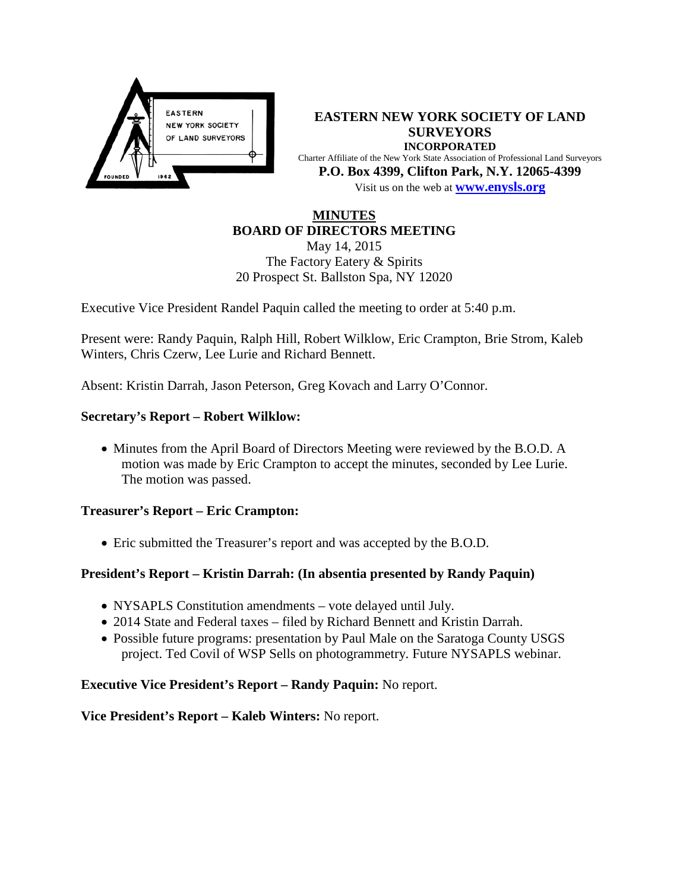**EASTERN NEW YORK SOCIETY OF LAND SURVEYORS**
**INCORPORATED**
Charter Affiliate of the New York State Association of Professional Land Surveyors
**P.O. Box 4399, Clifton Park, N.Y. 12065-4399**
Visit us on the web at **www.enysls.org**

# MINUTES
## BOARD OF DIRECTORS MEETING

May 14, 2015
The Factory Eatery & Spirits
20 Prospect St. Ballston Spa, NY 12020

Executive Vice President Randel Paquin called the meeting to order at 5:40 p.m.

Present were: Randy Paquin, Ralph Hill, Robert Wilklow, Eric Crampton, Brie Strom, Kaleb Winters, Chris Czerw, Lee Lurie and Richard Bennett.

Absent: Kristin Darrah, Jason Peterson, Greg Kovach and Larry O'Connor.

### Secretary's Report – Robert Wilklow:

- Minutes from the April Board of Directors Meeting were reviewed by the B.O.D. A motion was made by Eric Crampton to accept the minutes, seconded by Lee Lurie. The motion was passed.

### Treasurer's Report – Eric Crampton:

- Eric submitted the Treasurer's report and was accepted by the B.O.D.

### President's Report – Kristin Darrah: (In absentia presented by Randy Paquin)

- NYSAPLS Constitution amendments – vote delayed until July.
- 2014 State and Federal taxes – filed by Richard Bennett and Kristin Darrah.
- Possible future programs: presentation by Paul Male on the Saratoga County USGS project. Ted Covil of WSP Sells on photogrammetry. Future NYSAPLS webinar.

**Executive Vice President's Report – Randy Paquin:** No report.

**Vice President's Report – Kaleb Winters:** No report.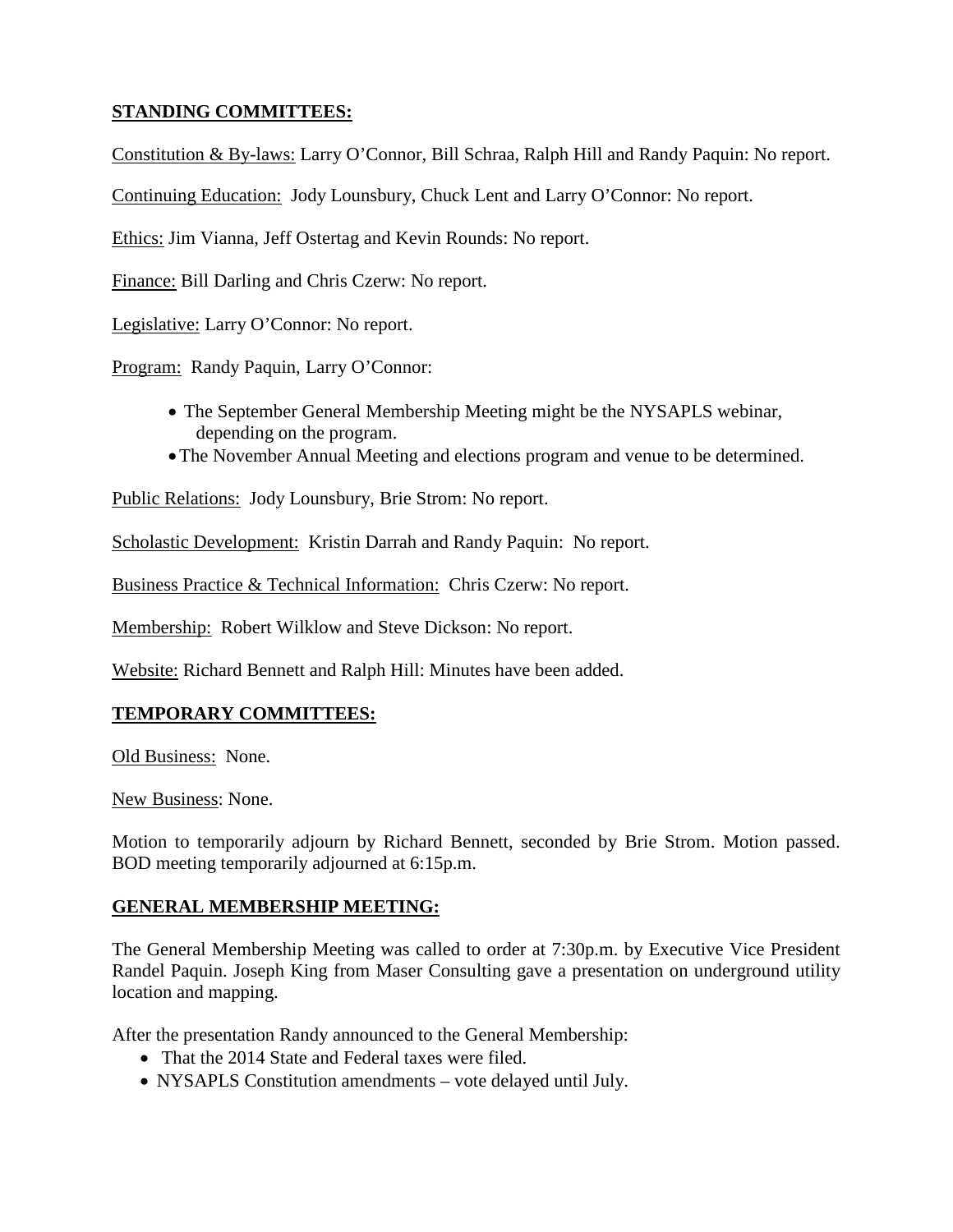**STANDING COMMITTEES:**

Constitution & By-laws: Larry O'Connor, Bill Schraa, Ralph Hill and Randy Paquin: No report.

Continuing Education: Jody Lounsbury, Chuck Lent and Larry O'Connor: No report.

Ethics: Jim Vianna, Jeff Ostertag and Kevin Rounds: No report.

Finance: Bill Darling and Chris Czerw: No report.

Legislative: Larry O'Connor: No report.

Program: Randy Paquin, Larry O'Connor:

- The September General Membership Meeting might be the NYSAPLS webinar, depending on the program.
- The November Annual Meeting and elections program and venue to be determined.

Public Relations: Jody Lounsbury, Brie Strom: No report.

Scholastic Development: Kristin Darrah and Randy Paquin: No report.

Business Practice & Technical Information: Chris Czerw: No report.

Membership: Robert Wilklow and Steve Dickson: No report.

Website: Richard Bennett and Ralph Hill: Minutes have been added.

**TEMPORARY COMMITTEES:**

Old Business: None.

New Business: None.

Motion to temporarily adjourn by Richard Bennett, seconded by Brie Strom. Motion passed. BOD meeting temporarily adjourned at 6:15p.m.

**GENERAL MEMBERSHIP MEETING:**

The General Membership Meeting was called to order at 7:30p.m. by Executive Vice President Randel Paquin. Joseph King from Maser Consulting gave a presentation on underground utility location and mapping.

After the presentation Randy announced to the General Membership:

- That the 2014 State and Federal taxes were filed.
- NYSAPLS Constitution amendments – vote delayed until July.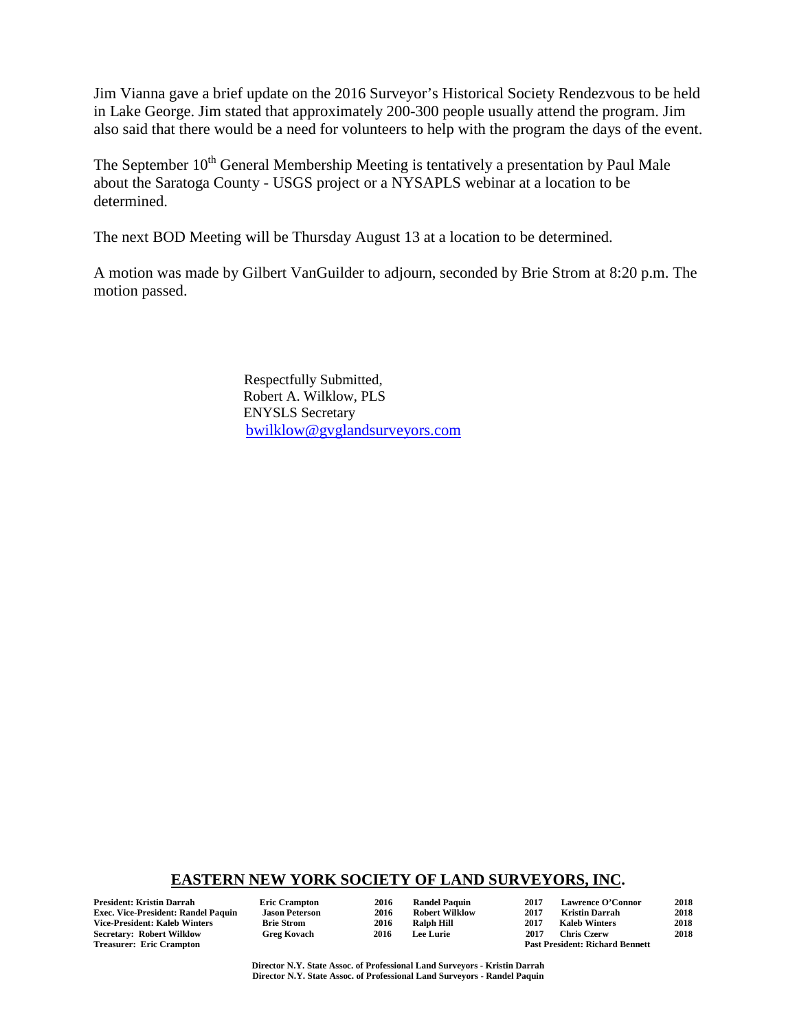Jim Vianna gave a brief update on the 2016 Surveyor's Historical Society Rendezvous to be held in Lake George. Jim stated that approximately 200-300 people usually attend the program. Jim also said that there would be a need for volunteers to help with the program the days of the event.

The September 10th General Membership Meeting is tentatively a presentation by Paul Male about the Saratoga County - USGS project or a NYSAPLS webinar at a location to be determined.

The next BOD Meeting will be Thursday August 13 at a location to be determined.

A motion was made by Gilbert VanGuilder to adjourn, seconded by Brie Strom at 8:20 p.m. The motion passed.

Respectfully Submitted,
Robert A. Wilklow, PLS
ENYSLS Secretary
bwilklow@gvglandsurveyors.com

## EASTERN NEW YORK SOCIETY OF LAND SURVEYORS, INC.

| | | | | | | |
|---|---|---|---|---|---|---|
| **President: Kristin Darrah** | **Eric Crampton** | **2016** | **Randel Paquin** | **2017** | **Lawrence O'Connor** | **2018** |
| **Exec. Vice-President: Randel Paquin** | **Jason Peterson** | **2016** | **Robert Wilklow** | **2017** | **Kristin Darrah** | **2018** |
| **Vice-President: Kaleb Winters** | **Brie Strom** | **2016** | **Ralph Hill** | **2017** | **Kaleb Winters** | **2018** |
| **Secretary: Robert Wilklow** | **Greg Kovach** | **2016** | **Lee Lurie** | **2017** | **Chris Czerw** | **2018** |
| **Treasurer: Eric Crampton** | | | | **Past President: Richard Bennett** | | |

**Director N.Y. State Assoc. of Professional Land Surveyors - Kristin Darrah**
**Director N.Y. State Assoc. of Professional Land Surveyors - Randel Paquin**